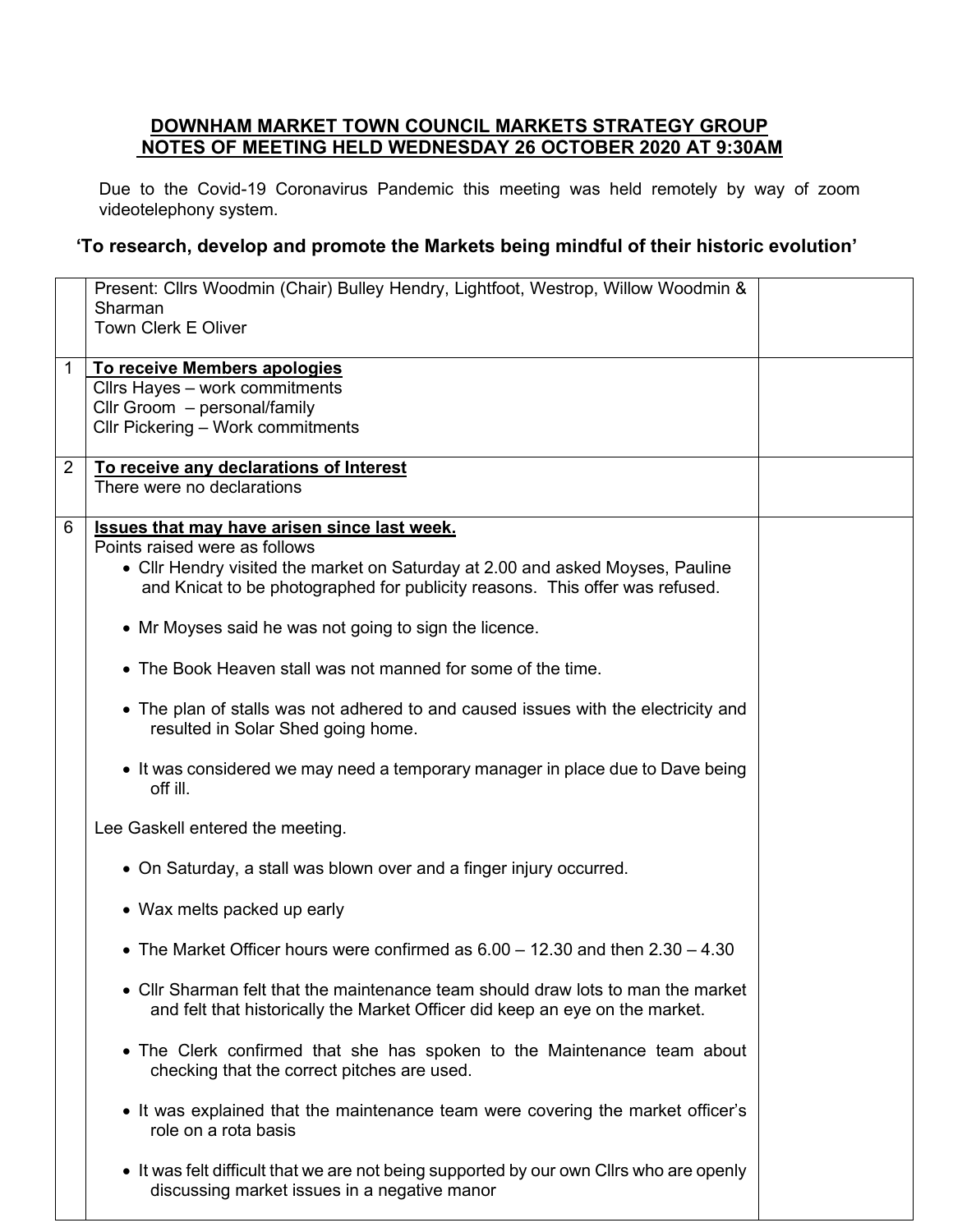**DOWNHAM MARKET TOWN COUNCIL MARKETS STRATEGY GROUP**
**NOTES OF MEETING HELD WEDNESDAY 26 OCTOBER 2020 AT 9:30AM**

Due to the Covid-19 Coronavirus Pandemic this meeting was held remotely by way of zoom videotelephony system.

**'To research, develop and promote the Markets being mindful of their historic evolution'**

| | | |
|---|---|---|
| | Present: Cllrs Woodmin (Chair) Bulley Hendry, Lightfoot, Westrop, Willow Woodmin & Sharman<br>Town Clerk E Oliver | |
| 1 | **<u>To receive Members apologies</u>**<br>Cllrs Hayes – work commitments<br>Cllr Groom – personal/family<br>Cllr Pickering – Work commitments | |
| 2 | **<u>To receive any declarations of Interest</u>**<br>There were no declarations | |
| 6 | **<u>Issues that may have arisen since last week.</u>**<br>Points raised were as follows<br>• Cllr Hendry visited the market on Saturday at 2.00 and asked Moyses, Pauline and Knicat to be photographed for publicity reasons. This offer was refused.<br>• Mr Moyses said he was not going to sign the licence.<br>• The Book Heaven stall was not manned for some of the time.<br>• The plan of stalls was not adhered to and caused issues with the electricity and resulted in Solar Shed going home.<br>• It was considered we may need a temporary manager in place due to Dave being off ill.<br>Lee Gaskell entered the meeting.<br>• On Saturday, a stall was blown over and a finger injury occurred.<br>• Wax melts packed up early<br>• The Market Officer hours were confirmed as 6.00 – 12.30 and then 2.30 – 4.30<br>• Cllr Sharman felt that the maintenance team should draw lots to man the market and felt that historically the Market Officer did keep an eye on the market.<br>• The Clerk confirmed that she has spoken to the Maintenance team about checking that the correct pitches are used.<br>• It was explained that the maintenance team were covering the market officer's role on a rota basis<br>• It was felt difficult that we are not being supported by our own Cllrs who are openly discussing market issues in a negative manor | |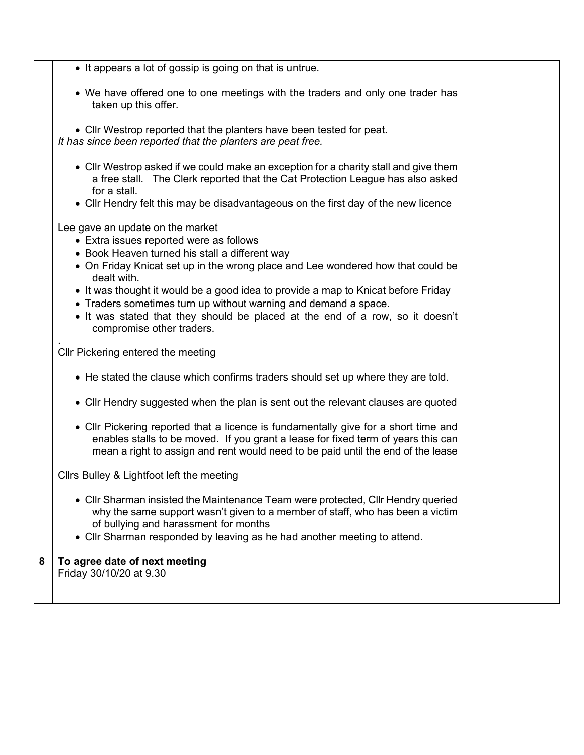| | | |
|---|---|---|
| | • It appears a lot of gossip is going on that is untrue.<br><br>• We have offered one to one meetings with the traders and only one trader has taken up this offer.<br><br>• Cllr Westrop reported that the planters have been tested for peat.<br>*It has since been reported that the planters are peat free.*<br><br>• Cllr Westrop asked if we could make an exception for a charity stall and give them a free stall. The Clerk reported that the Cat Protection League has also asked for a stall.<br>• Cllr Hendry felt this may be disadvantageous on the first day of the new licence<br><br>Lee gave an update on the market<br>• Extra issues reported were as follows<br>• Book Heaven turned his stall a different way<br>• On Friday Knicat set up in the wrong place and Lee wondered how that could be dealt with.<br>• It was thought it would be a good idea to provide a map to Knicat before Friday<br>• Traders sometimes turn up without warning and demand a space.<br>• It was stated that they should be placed at the end of a row, so it doesn't compromise other traders.<br>.<br>Cllr Pickering entered the meeting<br><br>• He stated the clause which confirms traders should set up where they are told.<br><br>• Cllr Hendry suggested when the plan is sent out the relevant clauses are quoted<br><br>• Cllr Pickering reported that a licence is fundamentally give for a short time and enables stalls to be moved. If you grant a lease for fixed term of years this can mean a right to assign and rent would need to be paid until the end of the lease<br><br>Cllrs Bulley & Lightfoot left the meeting<br><br>• Cllr Sharman insisted the Maintenance Team were protected, Cllr Hendry queried why the same support wasn't given to a member of staff, who has been a victim of bullying and harassment for months<br>• Cllr Sharman responded by leaving as he had another meeting to attend. | |
| 8 | **To agree date of next meeting**<br>Friday 30/10/20 at 9.30 | |